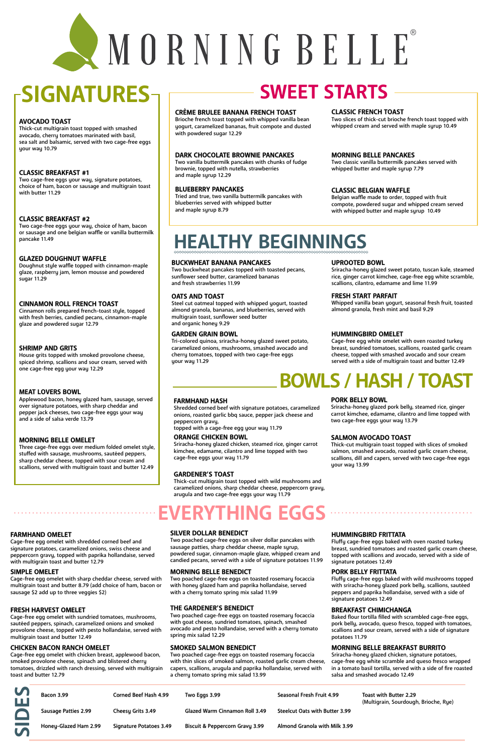# MORNING BELLE®

## SIGNATURES

**AVOCADO TOAST**
Thick-cut multigrain toast topped with smashed avocado, cherry tomatoes marinated with basil, sea salt and balsamic, served with two cage-free eggs your way 10.79

**CLASSIC BREAKFAST #1**
Two cage-free eggs your way, signature potatoes, choice of ham, bacon or sausage and multigrain toast with butter 11.29

**CLASSIC BREAKFAST #2**
Two cage-free eggs your way, choice of ham, bacon or sausage and one belgian waffle or vanilla buttermilk pancake 11.49

**GLAZED DOUGHNUT WAFFLE**
Doughnut style waffle topped with cinnamon-maple glaze, raspberry jam, lemon mousse and powdered sugar 11.29

**CINNAMON ROLL FRENCH TOAST**
Cinnamon rolls prepared french-toast style, topped with fresh berries, candied pecans, cinnamon-maple glaze and powdered sugar 12.79

**SHRIMP AND GRITS**
House grits topped with smoked provolone cheese, spiced shrimp, scallions and sour cream, served with one cage-free egg your way 12.29

**MEAT LOVERS BOWL**
Applewood bacon, honey glazed ham, sausage, served over signature potatoes, with sharp cheddar and pepper jack cheeses, two cage-free eggs your way and a side of salsa verde 13.79

**MORNING BELLE OMELET**
Three cage-free eggs over medium folded omelet style, stuffed with sausage, mushrooms, sautéed peppers, sharp cheddar cheese, topped with sour cream and scallions, served with multigrain toast and butter 12.49

## SWEET STARTS

**CRÈME BRULEE BANANA FRENCH TOAST**
Brioche french toast topped with whipped vanilla bean yogurt, caramelized bananas, fruit compote and dusted with powdered sugar 12.29

**DARK CHOCOLATE BROWNIE PANCAKES**
Two vanilla buttermilk pancakes with chunks of fudge brownie, topped with nutella, strawberries and maple syrup 12.29

**BLUEBERRY PANCAKES**
Tried and true, two vanilla buttermilk pancakes with blueberries served with whipped butter and maple syrup 8.79

**CLASSIC FRENCH TOAST**
Two slices of thick-cut brioche french toast topped with whipped cream and served with maple syrup 10.49

**MORNING BELLE PANCAKES**
Two classic vanilla buttermilk pancakes served with whipped butter and maple syrup 7.79

**CLASSIC BELGIAN WAFFLE**
Belgian waffle made to order, topped with fruit compote, powdered sugar and whipped cream served with whipped butter and maple syrup 10.49

## HEALTHY BEGINNINGS

**BUCKWHEAT BANANA PANCAKES**
Two buckwheat pancakes topped with toasted pecans, sunflower seed butter, caramelized bananas and fresh strawberries 11.99

**OATS AND TOAST**
Steel cut oatmeal topped with whipped yogurt, toasted almond granola, bananas, and blueberries, served with multigrain toast, sunflower seed butter and organic honey 9.29

**GARDEN GRAIN BOWL**
Tri-colored quinoa, sriracha-honey glazed sweet potato, caramelized onions, mushrooms, smashed avocado and cherry tomatoes, topped with two cage-free eggs your way 11.29

**UPROOTED BOWL**
Sriracha-honey glazed sweet potato, tuscan kale, steamed rice, ginger carrot kimchee, cage-free egg white scramble, scallions, cilantro, edamame and lime 11.99

**FRESH START PARFAIT**
Whipped vanilla bean yogurt, seasonal fresh fruit, toasted almond granola, fresh mint and basil 9.29

**HUMMINGBIRD OMELET**
Cage-free egg white omelet with oven roasted turkey breast, sundried tomatoes, scallions, roasted garlic cream cheese, topped with smashed avocado and sour cream served with a side of multigrain toast and butter 12.49

## BOWLS / HASH / TOAST

**FARMHAND HASH**
Shredded corned beef with signature potatoes, caramelized onions, roasted garlic bbq sauce, pepper jack cheese and peppercorn gravy, topped with a cage-free egg your way 11.79

**ORANGE CHICKEN BOWL**
Sriracha-honey glazed chicken, steamed rice, ginger carrot kimchee, edamame, cilantro and lime topped with two cage-free eggs your way 11.79

**GARDENER'S TOAST**
Thick-cut multigrain toast topped with wild mushrooms and caramelized onions, sharp cheddar cheese, peppercorn gravy, arugula and two cage-free eggs your way 11.79

**PORK BELLY BOWL**
Sriracha-honey glazed pork belly, steamed rice, ginger carrot kimchee, edamame, cilantro and lime topped with two cage-free eggs your way 13.79

**SALMON AVOCADO TOAST**
Thick-cut multigrain toast topped with slices of smoked salmon, smashed avocado, roasted garlic cream cheese, scallions, dill and capers, served with two cage-free eggs your way 13.99

## EVERYTHING EGGS

**FARMHAND OMELET**
Cage-free egg omelet with shredded corned beef and signature potatoes, caramelized onions, swiss cheese and peppercorn gravy, topped with paprika hollandaise, served with multigrain toast and butter 12.79

**SIMPLE OMELET**
Cage-free egg omelet with sharp cheddar cheese, served with multigrain toast and butter 8.79 (add choice of ham, bacon or sausage $2 add up to three veggies $2)

**FRESH HARVEST OMELET**
Cage-free egg omelet with sundried tomatoes, mushrooms, sautéed peppers, spinach, caramelized onions and smoked provolone cheese, topped with pesto hollandaise, served with multigrain toast and butter 12.49

**CHICKEN BACON RANCH OMELET**
Cage-free egg omelet with chicken breast, applewood bacon, smoked provolone cheese, spinach and blistered cherry tomatoes, drizzled with ranch dressing, served with multigrain toast and butter 12.79

**SILVER DOLLAR BENEDICT**
Two poached cage-free eggs on silver dollar pancakes with sausage patties, sharp cheddar cheese, maple syrup, powdered sugar, cinnamon-maple glaze, whipped cream and candied pecans, served with a side of signature potatoes 11.99

**MORNING BELLE BENEDICT**
Two poached cage-free eggs on toasted rosemary focaccia with honey glazed ham and paprika hollandaise, served with a cherry tomato spring mix salad 11.99

**THE GARDENER'S BENEDICT**
Two poached cage-free eggs on toasted rosemary focaccia with goat cheese, sundried tomatoes, spinach, smashed avocado and pesto hollandaise, served with a cherry tomato spring mix salad 12.29

**SMOKED SALMON BENEDICT**
Two poached cage-free eggs on toasted rosemary focaccia with thin slices of smoked salmon, roasted garlic cream cheese, capers, scallions, arugula and paprika hollandaise, served with a cherry tomato spring mix salad 13.99

**HUMMINGBIRD FRITTATA**
Fluffy cage-free eggs baked with oven roasted turkey breast, sundried tomatoes and roasted garlic cream cheese, topped with scallions and avocado, served with a side of signature potatoes 12.49

**PORK BELLY FRITTATA**
Fluffy cage-free eggs baked with wild mushrooms topped with sriracha-honey glazed pork belly, scallions, sautéed peppers and paprika hollandaise, served with a side of signature potatoes 12.49

**BREAKFAST CHIMICHANGA**
Baked flour tortilla filled with scrambled cage-free eggs, pork belly, avocado, queso fresco, topped with tomatoes, scallions and sour cream, served with a side of signature potatoes 11.79

**MORNING BELLE BREAKFAST BURRITO**
Sriracha-honey glazed chicken, signature potatoes, cage-free egg white scramble and queso fresco wrapped in a tomato basil tortilla, served with a side of fire roasted salsa and smashed avocado 12.49

## SIDES

| | | | | |
|---|---|---|---|---|
| Bacon 3.99 | Corned Beef Hash 4.99 | Two Eggs 3.99 | Seasonal Fresh Fruit 4.99 | Toast with Butter 2.29 (Multigrain, Sourdough, Brioche, Rye) |
| Sausage Patties 2.99 | Cheesy Grits 3.49 | Glazed Warm Cinnamon Roll 3.49 | Steelcut Oats with Butter 3.99 | |
| Honey-Glazed Ham 2.99 | Signature Potatoes 3.49 | Biscuit & Peppercorn Gravy 3.99 | Almond Granola with Milk 3.99 | |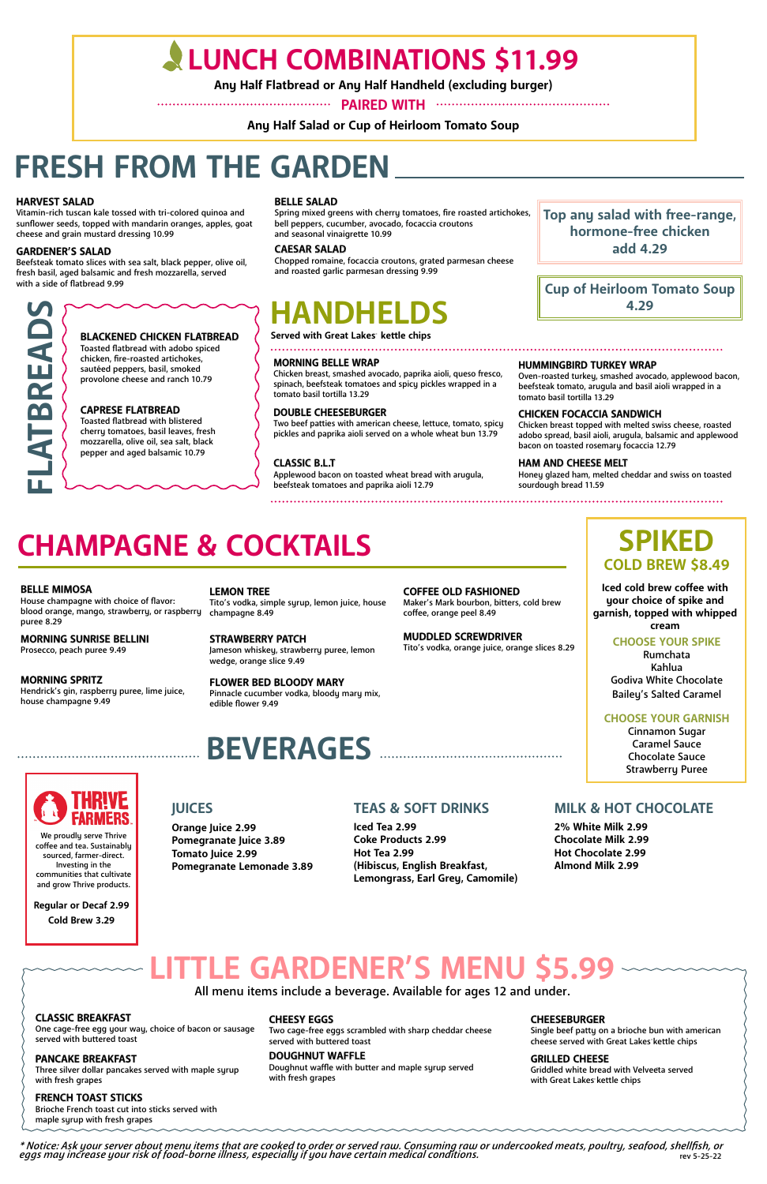# LUNCH COMBINATIONS $11.99

**Any Half Flatbread or Any Half Handheld (excluding burger)**

**PAIRED WITH**

**Any Half Salad or Cup of Heirloom Tomato Soup**

# FRESH FROM THE GARDEN

### HARVEST SALAD
Vitamin-rich tuscan kale tossed with tri-colored quinoa and sunflower seeds, topped with mandarin oranges, apples, goat cheese and grain mustard dressing 10.99

### GARDENER'S SALAD
Beefsteak tomato slices with sea salt, black pepper, olive oil, fresh basil, aged balsamic and fresh mozzarella, served with a side of flatbread 9.99

### BELLE SALAD
Spring mixed greens with cherry tomatoes, fire roasted artichokes, bell peppers, cucumber, avocado, focaccia croutons and seasonal vinaigrette 10.99

### CAESAR SALAD
Chopped romaine, focaccia croutons, grated parmesan cheese and roasted garlic parmesan dressing 9.99

**Top any salad with free-range, hormone-free chicken add 4.29**

**Cup of Heirloom Tomato Soup 4.29**

# FLATBREADS

### BLACKENED CHICKEN FLATBREAD
Toasted flatbread with adobo spiced chicken, fire-roasted artichokes, sautéed peppers, basil, smoked provolone cheese and ranch 10.79

### CAPRESE FLATBREAD
Toasted flatbread with blistered cherry tomatoes, basil leaves, fresh mozzarella, olive oil, sea salt, black pepper and aged balsamic 10.79

# HANDHELDS

Served with Great Lakes kettle chips

### MORNING BELLE WRAP
Chicken breast, smashed avocado, paprika aioli, queso fresco, spinach, beefsteak tomatoes and spicy pickles wrapped in a tomato basil tortilla 13.29

### DOUBLE CHEESEBURGER
Two beef patties with american cheese, lettuce, tomato, spicy pickles and paprika aioli served on a whole wheat bun 13.79

### CLASSIC B.L.T
Applewood bacon on toasted wheat bread with arugula, beefsteak tomatoes and paprika aioli 12.79

### HUMMINGBIRD TURKEY WRAP
Oven-roasted turkey, smashed avocado, applewood bacon, beefsteak tomato, arugula and basil aioli wrapped in a tomato basil tortilla 13.29

### CHICKEN FOCACCIA SANDWICH
Chicken breast topped with melted swiss cheese, roasted adobo spread, basil aioli, arugula, balsamic and applewood bacon on toasted rosemary focaccia 12.79

### HAM AND CHEESE MELT
Honey glazed ham, melted cheddar and swiss on toasted sourdough bread 11.59

# CHAMPAGNE & COCKTAILS

### BELLE MIMOSA
House champagne with choice of flavor: blood orange, mango, strawberry, or raspberry puree 8.29

### MORNING SUNRISE BELLINI
Prosecco, peach puree 9.49

### MORNING SPRITZ
Hendrick's gin, raspberry puree, lime juice, house champagne 9.49

### LEMON TREE
Tito's vodka, simple syrup, lemon juice, house champagne 8.49

### STRAWBERRY PATCH
Jameson whiskey, strawberry puree, lemon wedge, orange slice 9.49

### FLOWER BED BLOODY MARY
Pinnacle cucumber vodka, bloody mary mix, edible flower 9.49

### COFFEE OLD FASHIONED
Maker's Mark bourbon, bitters, cold brew coffee, orange peel 8.49

### MUDDLED SCREWDRIVER
Tito's vodka, orange juice, orange slices 8.29

# SPIKED COLD BREW $8.49

**Iced cold brew coffee with your choice of spike and garnish, topped with whipped cream**

**CHOOSE YOUR SPIKE**
Rumchata
Kahlua
Godiva White Chocolate
Bailey's Salted Caramel

**CHOOSE YOUR GARNISH**
Cinnamon Sugar
Caramel Sauce
Chocolate Sauce
Strawberry Puree

# BEVERAGES

**THRIVE FARMERS**

We proudly serve Thrive coffee and tea. Sustainably sourced, farmer-direct. Investing in the communities that cultivate and grow Thrive products.

**Regular or Decaf 2.99**
**Cold Brew 3.29**

### JUICES
**Orange Juice 2.99**
**Pomegranate Juice 3.89**
**Tomato Juice 2.99**
**Pomegranate Lemonade 3.89**

### TEAS & SOFT DRINKS
**Iced Tea 2.99**
**Coke Products 2.99**
**Hot Tea 2.99**
**(Hibiscus, English Breakfast, Lemongrass, Earl Grey, Camomile)**

### MILK & HOT CHOCOLATE
**2% White Milk 2.99**
**Chocolate Milk 2.99**
**Hot Chocolate 2.99**
**Almond Milk 2.99**

# LITTLE GARDENER'S MENU $5.99

All menu items include a beverage. Available for ages 12 and under.

### CLASSIC BREAKFAST
One cage-free egg your way, choice of bacon or sausage served with buttered toast

### PANCAKE BREAKFAST
Three silver dollar pancakes served with maple syrup with fresh grapes

### FRENCH TOAST STICKS
Brioche French toast cut into sticks served with maple syrup with fresh grapes

### CHEESY EGGS
Two cage-free eggs scrambled with sharp cheddar cheese served with buttered toast

### DOUGHNUT WAFFLE
Doughnut waffle with butter and maple syrup served with fresh grapes

### CHEESEBURGER
Single beef patty on a brioche bun with american cheese served with Great Lakes kettle chips

### GRILLED CHEESE
Griddled white bread with Velveeta served with Great Lakes kettle chips

*\* Notice: Ask your server about menu items that are cooked to order or served raw. Consuming raw or undercooked meats, poultry, seafood, shellfish, or eggs may increase your risk of food-borne illness, especially if you have certain medical conditions.*

rev 5-25-22